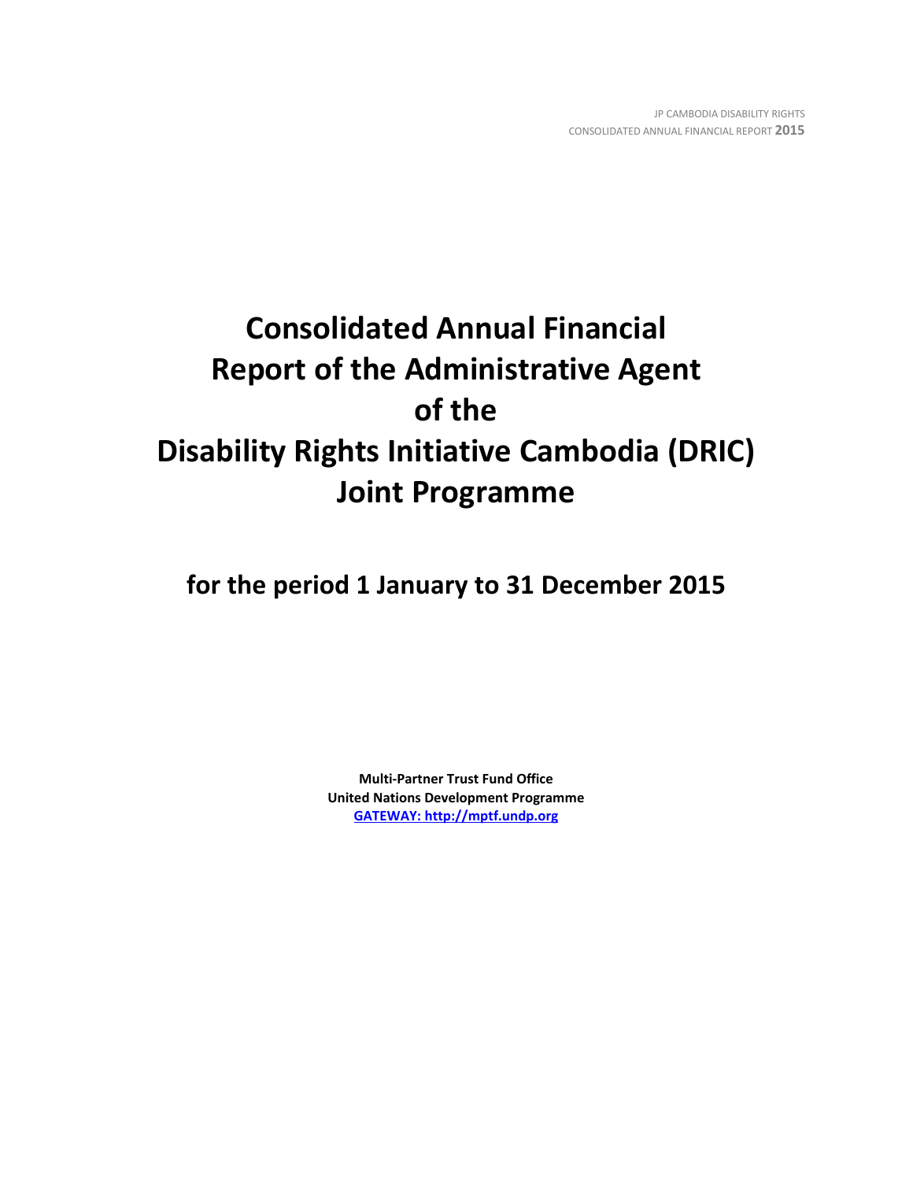# Consolidated Annual Financial Report of the Administrative Agent of the Disability Rights Initiative Cambodia (DRIC) Joint Programme

## for the period 1 January to 31 December 2015

**Multi-Partner Trust Fund Office**
**United Nations Development Programme**
**GATEWAY: http://mptf.undp.org**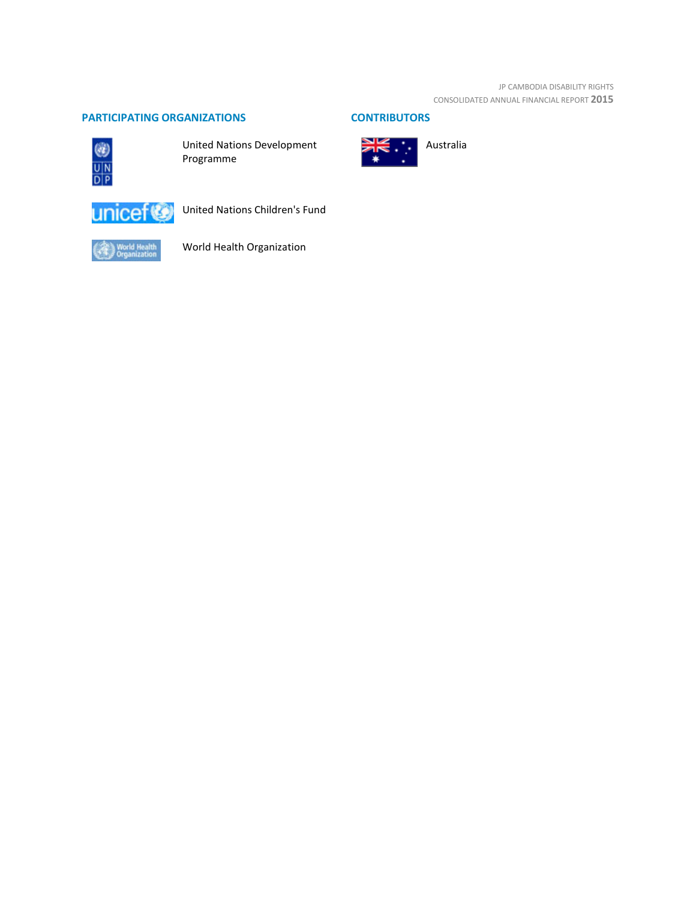## PARTICIPATING ORGANIZATIONS

United Nations Development Programme

United Nations Children's Fund

World Health Organization

## CONTRIBUTORS

Australia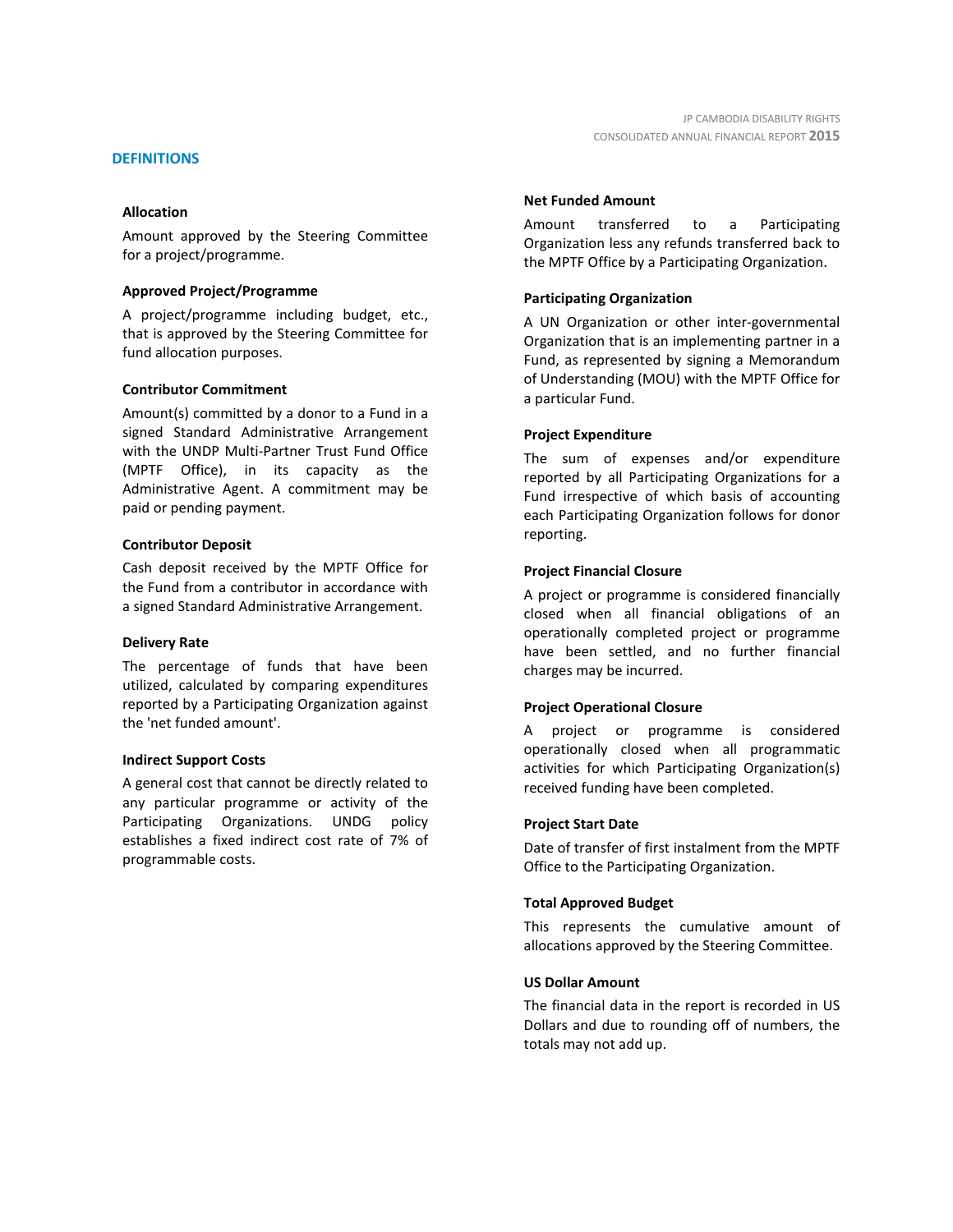## DEFINITIONS

**Allocation**

Amount approved by the Steering Committee for a project/programme.

**Approved Project/Programme**

A project/programme including budget, etc., that is approved by the Steering Committee for fund allocation purposes.

**Contributor Commitment**

Amount(s) committed by a donor to a Fund in a signed Standard Administrative Arrangement with the UNDP Multi-Partner Trust Fund Office (MPTF Office), in its capacity as the Administrative Agent. A commitment may be paid or pending payment.

**Contributor Deposit**

Cash deposit received by the MPTF Office for the Fund from a contributor in accordance with a signed Standard Administrative Arrangement.

**Delivery Rate**

The percentage of funds that have been utilized, calculated by comparing expenditures reported by a Participating Organization against the 'net funded amount'.

**Indirect Support Costs**

A general cost that cannot be directly related to any particular programme or activity of the Participating Organizations. UNDG policy establishes a fixed indirect cost rate of 7% of programmable costs.

**Net Funded Amount**

Amount transferred to a Participating Organization less any refunds transferred back to the MPTF Office by a Participating Organization.

**Participating Organization**

A UN Organization or other inter-governmental Organization that is an implementing partner in a Fund, as represented by signing a Memorandum of Understanding (MOU) with the MPTF Office for a particular Fund.

**Project Expenditure**

The sum of expenses and/or expenditure reported by all Participating Organizations for a Fund irrespective of which basis of accounting each Participating Organization follows for donor reporting.

**Project Financial Closure**

A project or programme is considered financially closed when all financial obligations of an operationally completed project or programme have been settled, and no further financial charges may be incurred.

**Project Operational Closure**

A project or programme is considered operationally closed when all programmatic activities for which Participating Organization(s) received funding have been completed.

**Project Start Date**

Date of transfer of first instalment from the MPTF Office to the Participating Organization.

**Total Approved Budget**

This represents the cumulative amount of allocations approved by the Steering Committee.

**US Dollar Amount**

The financial data in the report is recorded in US Dollars and due to rounding off of numbers, the totals may not add up.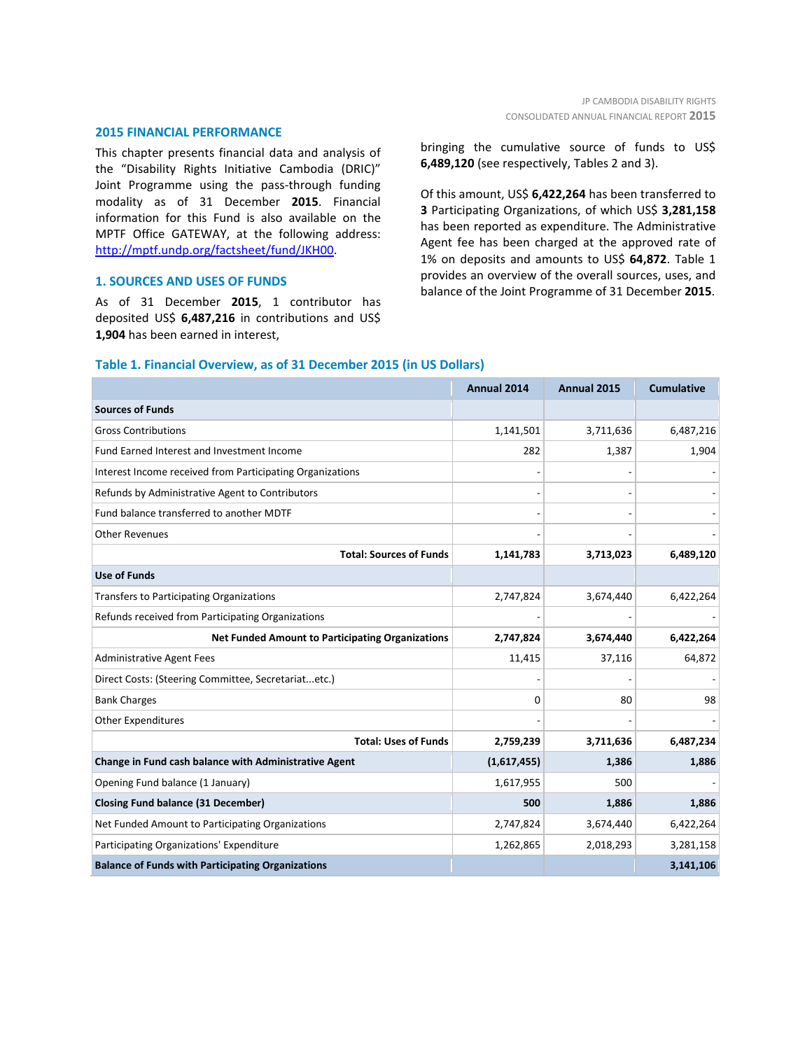## 2015 FINANCIAL PERFORMANCE

This chapter presents financial data and analysis of the "Disability Rights Initiative Cambodia (DRIC)" Joint Programme using the pass-through funding modality as of 31 December **2015**. Financial information for this Fund is also available on the MPTF Office GATEWAY, at the following address: [http://mptf.undp.org/factsheet/fund/JKH00](http://mptf.undp.org/factsheet/fund/JKH00).

## 1. SOURCES AND USES OF FUNDS

As of 31 December **2015**, 1 contributor has deposited US$ **6,487,216** in contributions and US$ **1,904** has been earned in interest, bringing the cumulative source of funds to US$ **6,489,120** (see respectively, Tables 2 and 3).

Of this amount, US$ **6,422,264** has been transferred to **3** Participating Organizations, of which US$ **3,281,158** has been reported as expenditure. The Administrative Agent fee has been charged at the approved rate of 1% on deposits and amounts to US$ **64,872**. Table 1 provides an overview of the overall sources, uses, and balance of the Joint Programme of 31 December **2015**.

### Table 1. Financial Overview, as of 31 December 2015 (in US Dollars)

| | Annual 2014 | Annual 2015 | Cumulative |
|---|---|---|---|
| **Sources of Funds** | | | |
| Gross Contributions | 1,141,501 | 3,711,636 | 6,487,216 |
| Fund Earned Interest and Investment Income | 282 | 1,387 | 1,904 |
| Interest Income received from Participating Organizations | - | - | - |
| Refunds by Administrative Agent to Contributors | - | - | - |
| Fund balance transferred to another MDTF | - | - | - |
| Other Revenues | - | - | - |
| **Total: Sources of Funds** | **1,141,783** | **3,713,023** | **6,489,120** |
| **Use of Funds** | | | |
| Transfers to Participating Organizations | 2,747,824 | 3,674,440 | 6,422,264 |
| Refunds received from Participating Organizations | - | - | - |
| **Net Funded Amount to Participating Organizations** | **2,747,824** | **3,674,440** | **6,422,264** |
| Administrative Agent Fees | 11,415 | 37,116 | 64,872 |
| Direct Costs: (Steering Committee, Secretariat...etc.) | - | - | - |
| Bank Charges | 0 | 80 | 98 |
| Other Expenditures | - | - | - |
| **Total: Uses of Funds** | **2,759,239** | **3,711,636** | **6,487,234** |
| **Change in Fund cash balance with Administrative Agent** | **(1,617,455)** | **1,386** | **1,886** |
| Opening Fund balance (1 January) | 1,617,955 | 500 | - |
| **Closing Fund balance (31 December)** | **500** | **1,886** | **1,886** |
| Net Funded Amount to Participating Organizations | 2,747,824 | 3,674,440 | 6,422,264 |
| Participating Organizations' Expenditure | 1,262,865 | 2,018,293 | 3,281,158 |
| **Balance of Funds with Participating Organizations** | | | **3,141,106** |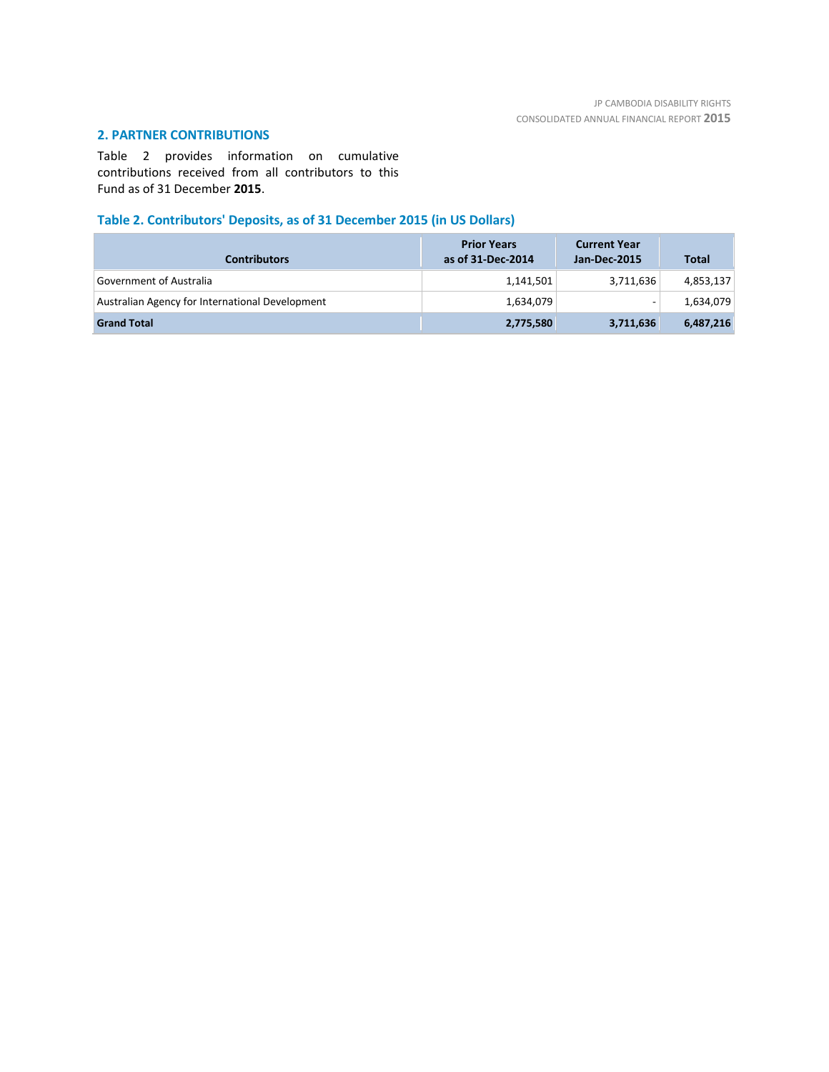## 2. PARTNER CONTRIBUTIONS

Table 2 provides information on cumulative contributions received from all contributors to this Fund as of 31 December **2015**.

### Table 2. Contributors' Deposits, as of 31 December 2015 (in US Dollars)

| Contributors | Prior Years as of 31-Dec-2014 | Current Year Jan-Dec-2015 | Total |
|---|---|---|---|
| Government of Australia | 1,141,501 | 3,711,636 | 4,853,137 |
| Australian Agency for International Development | 1,634,079 | - | 1,634,079 |
| **Grand Total** | **2,775,580** | **3,711,636** | **6,487,216** |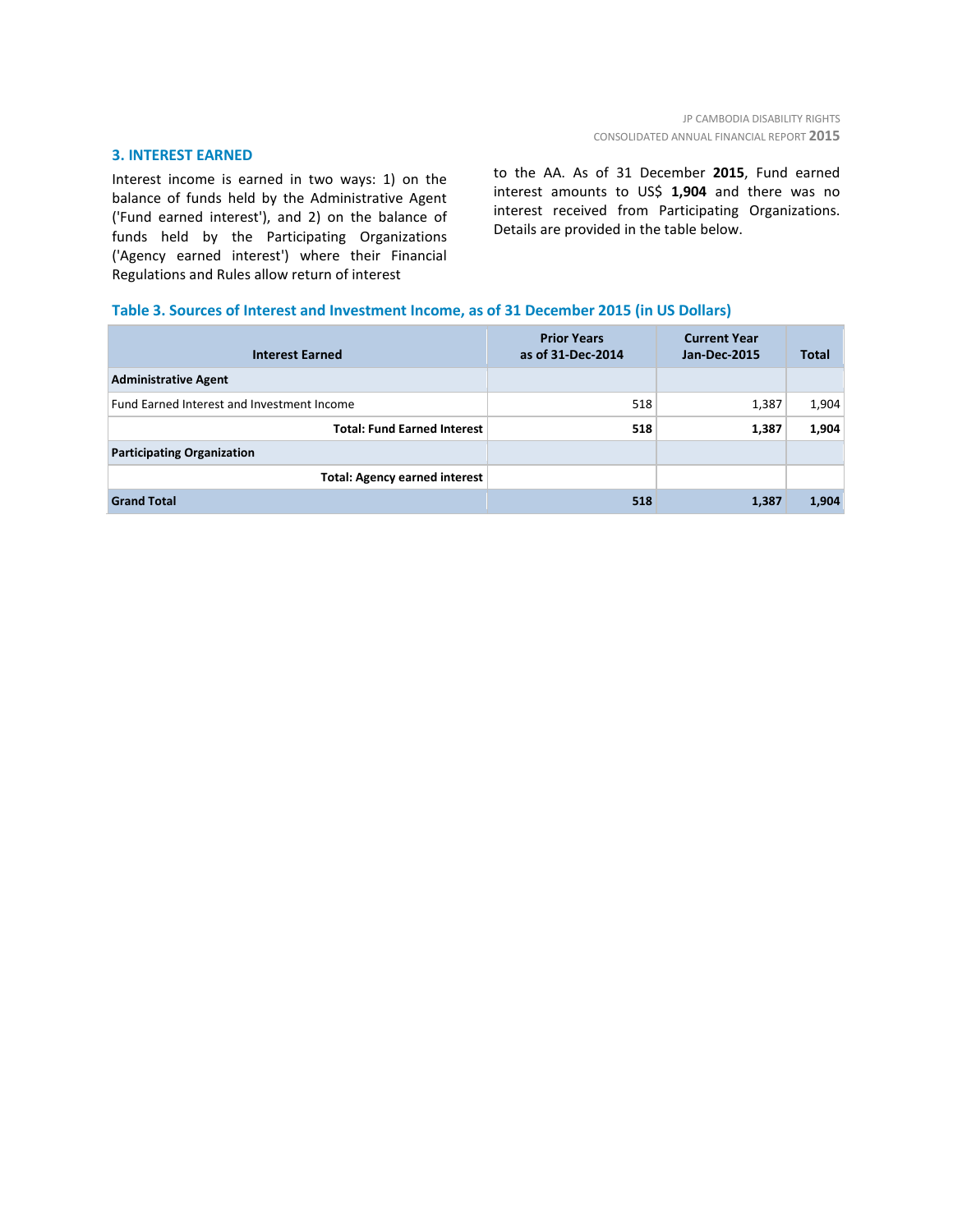## 3. INTEREST EARNED

Interest income is earned in two ways: 1) on the balance of funds held by the Administrative Agent ('Fund earned interest'), and 2) on the balance of funds held by the Participating Organizations ('Agency earned interest') where their Financial Regulations and Rules allow return of interest to the AA. As of 31 December **2015**, Fund earned interest amounts to US$ **1,904** and there was no interest received from Participating Organizations. Details are provided in the table below.

### Table 3. Sources of Interest and Investment Income, as of 31 December 2015 (in US Dollars)

| Interest Earned | Prior Years as of 31-Dec-2014 | Current Year Jan-Dec-2015 | Total |
|---|---|---|---|
| **Administrative Agent** | | | |
| Fund Earned Interest and Investment Income | 518 | 1,387 | 1,904 |
| **Total: Fund Earned Interest** | **518** | **1,387** | **1,904** |
| **Participating Organization** | | | |
| **Total: Agency earned interest** | | | |
| **Grand Total** | **518** | **1,387** | **1,904** |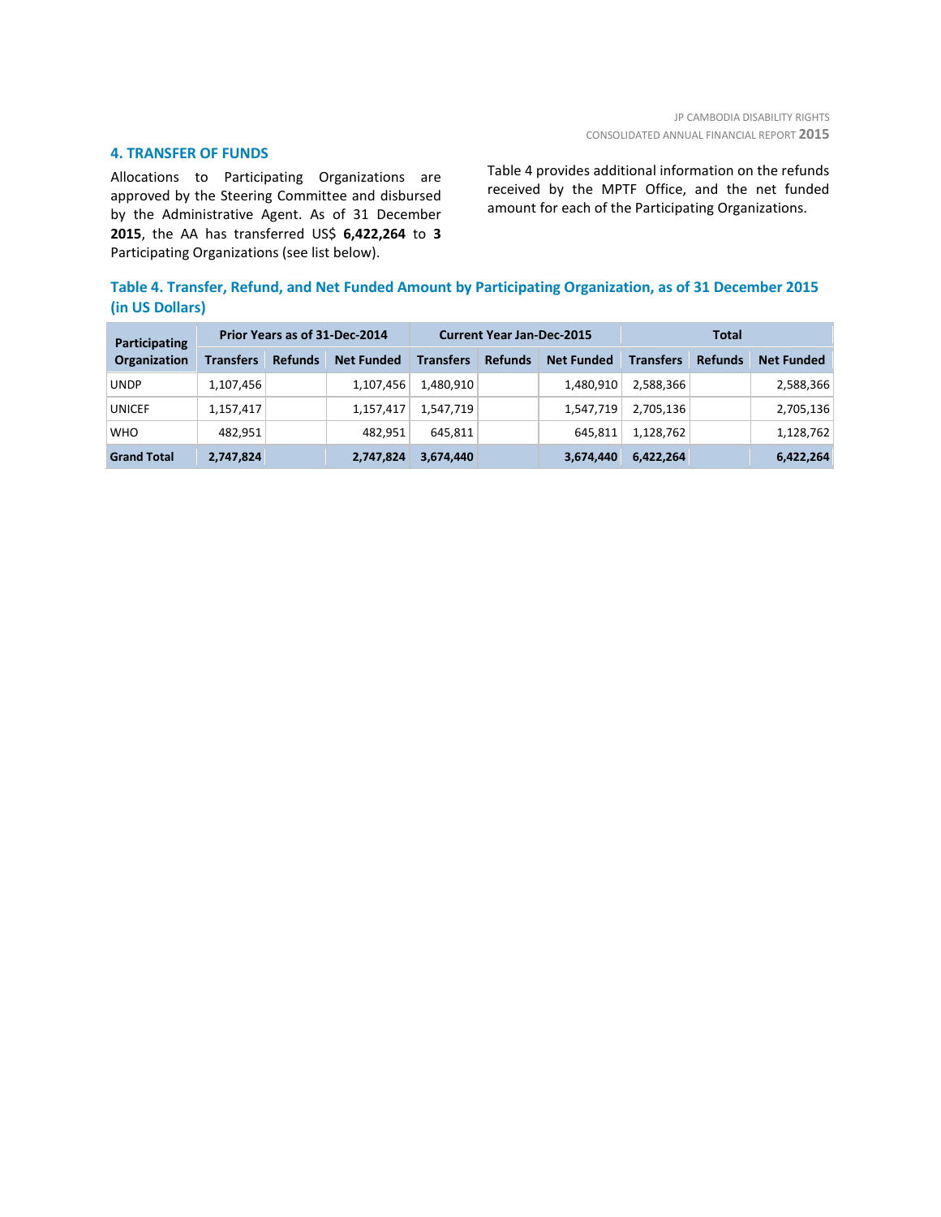## 4. TRANSFER OF FUNDS

Allocations to Participating Organizations are approved by the Steering Committee and disbursed by the Administrative Agent. As of 31 December **2015**, the AA has transferred US$ **6,422,264** to **3** Participating Organizations (see list below).

Table 4 provides additional information on the refunds received by the MPTF Office, and the net funded amount for each of the Participating Organizations.

**Table 4. Transfer, Refund, and Net Funded Amount by Participating Organization, as of 31 December 2015 (in US Dollars)**

| Participating Organization | Prior Years as of 31-Dec-2014 | | | Current Year Jan-Dec-2015 | | | Total | | |
|---|---|---|---|---|---|---|---|---|---|
| | Transfers | Refunds | Net Funded | Transfers | Refunds | Net Funded | Transfers | Refunds | Net Funded |
| UNDP | 1,107,456 | | 1,107,456 | 1,480,910 | | 1,480,910 | 2,588,366 | | 2,588,366 |
| UNICEF | 1,157,417 | | 1,157,417 | 1,547,719 | | 1,547,719 | 2,705,136 | | 2,705,136 |
| WHO | 482,951 | | 482,951 | 645,811 | | 645,811 | 1,128,762 | | 1,128,762 |
| **Grand Total** | **2,747,824** | | **2,747,824** | **3,674,440** | | **3,674,440** | **6,422,264** | | **6,422,264** |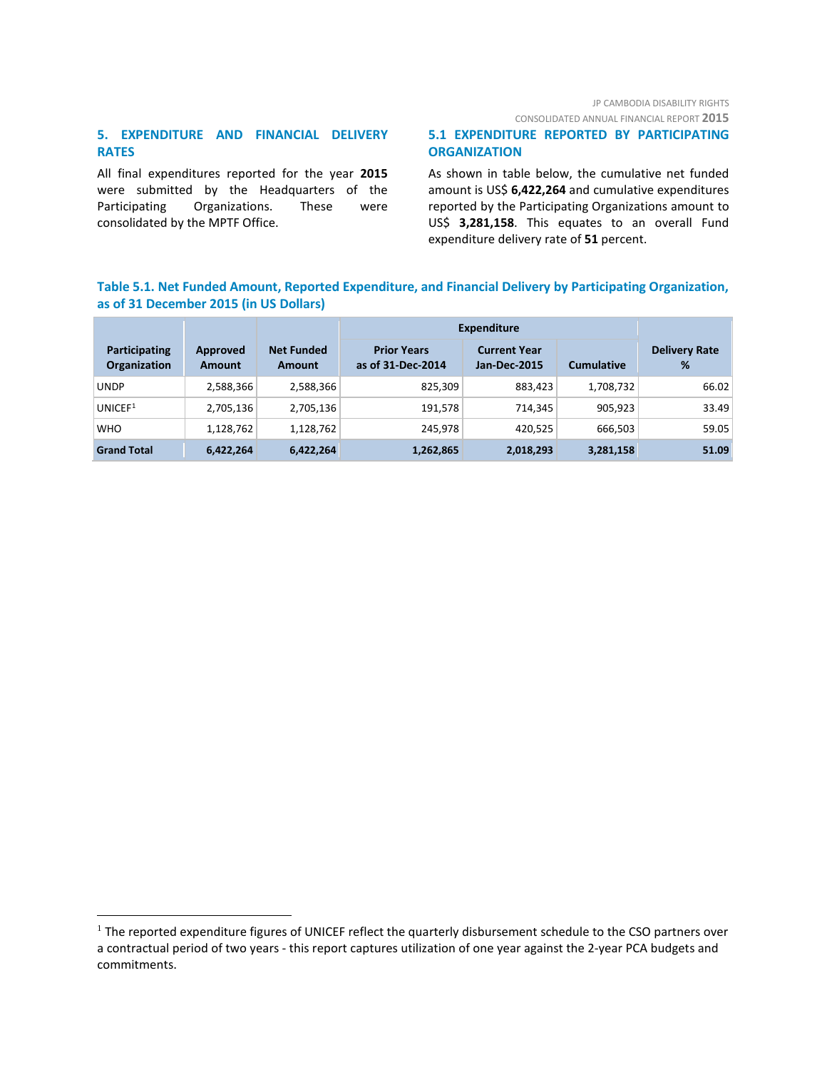## 5. EXPENDITURE AND FINANCIAL DELIVERY RATES

All final expenditures reported for the year **2015** were submitted by the Headquarters of the Participating Organizations. These were consolidated by the MPTF Office.

### 5.1 EXPENDITURE REPORTED BY PARTICIPATING ORGANIZATION

As shown in table below, the cumulative net funded amount is US$ **6,422,264** and cumulative expenditures reported by the Participating Organizations amount to US$ **3,281,158**. This equates to an overall Fund expenditure delivery rate of **51** percent.

**Table 5.1. Net Funded Amount, Reported Expenditure, and Financial Delivery by Participating Organization, as of 31 December 2015 (in US Dollars)**

| Participating Organization | Approved Amount | Net Funded Amount | Expenditure | | | Delivery Rate % |
|---|---|---|---|---|---|---|
| | | | Prior Years as of 31-Dec-2014 | Current Year Jan-Dec-2015 | Cumulative | |
| UNDP | 2,588,366 | 2,588,366 | 825,309 | 883,423 | 1,708,732 | 66.02 |
| UNICEF[1] | 2,705,136 | 2,705,136 | 191,578 | 714,345 | 905,923 | 33.49 |
| WHO | 1,128,762 | 1,128,762 | 245,978 | 420,525 | 666,503 | 59.05 |
| **Grand Total** | **6,422,264** | **6,422,264** | **1,262,865** | **2,018,293** | **3,281,158** | **51.09** |

[1] The reported expenditure figures of UNICEF reflect the quarterly disbursement schedule to the CSO partners over a contractual period of two years - this report captures utilization of one year against the 2-year PCA budgets and commitments.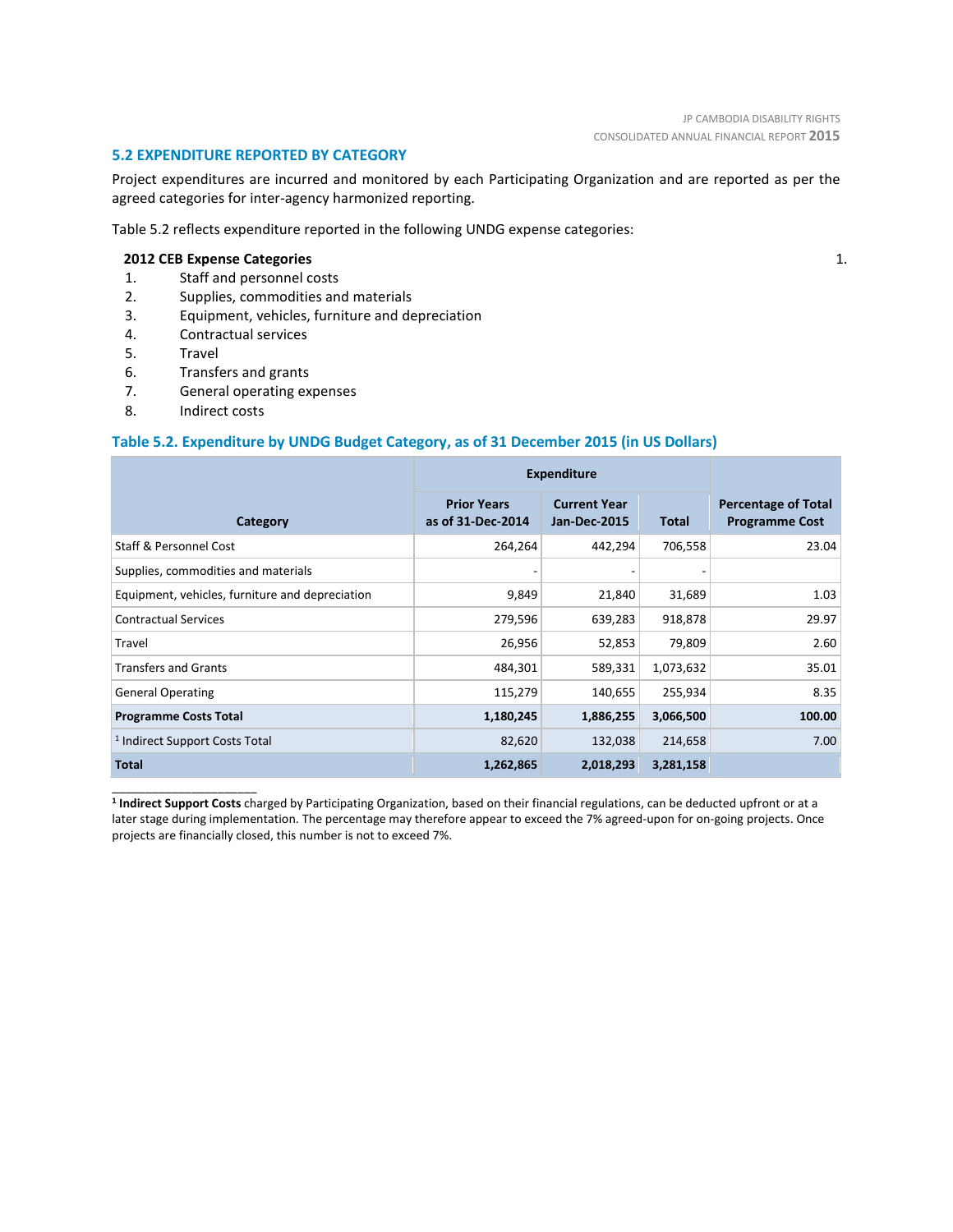## 5.2 EXPENDITURE REPORTED BY CATEGORY

Project expenditures are incurred and monitored by each Participating Organization and are reported as per the agreed categories for inter-agency harmonized reporting.

Table 5.2 reflects expenditure reported in the following UNDG expense categories:

**2012 CEB Expense Categories**

1. Staff and personnel costs
2. Supplies, commodities and materials
3. Equipment, vehicles, furniture and depreciation
4. Contractual services
5. Travel
6. Transfers and grants
7. General operating expenses
8. Indirect costs

### Table 5.2. Expenditure by UNDG Budget Category, as of 31 December 2015 (in US Dollars)

| Category | Expenditure | | | Percentage of Total Programme Cost |
|---|---|---|---|---|
| | Prior Years as of 31-Dec-2014 | Current Year Jan-Dec-2015 | Total | |
| Staff & Personnel Cost | 264,264 | 442,294 | 706,558 | 23.04 |
| Supplies, commodities and materials | - | - | - | |
| Equipment, vehicles, furniture and depreciation | 9,849 | 21,840 | 31,689 | 1.03 |
| Contractual Services | 279,596 | 639,283 | 918,878 | 29.97 |
| Travel | 26,956 | 52,853 | 79,809 | 2.60 |
| Transfers and Grants | 484,301 | 589,331 | 1,073,632 | 35.01 |
| General Operating | 115,279 | 140,655 | 255,934 | 8.35 |
| **Programme Costs Total** | **1,180,245** | **1,886,255** | **3,066,500** | **100.00** |
| [1] Indirect Support Costs Total | 82,620 | 132,038 | 214,658 | 7.00 |
| **Total** | **1,262,865** | **2,018,293** | **3,281,158** | |

[1] **Indirect Support Costs** charged by Participating Organization, based on their financial regulations, can be deducted upfront or at a later stage during implementation. The percentage may therefore appear to exceed the 7% agreed-upon for on-going projects. Once projects are financially closed, this number is not to exceed 7%.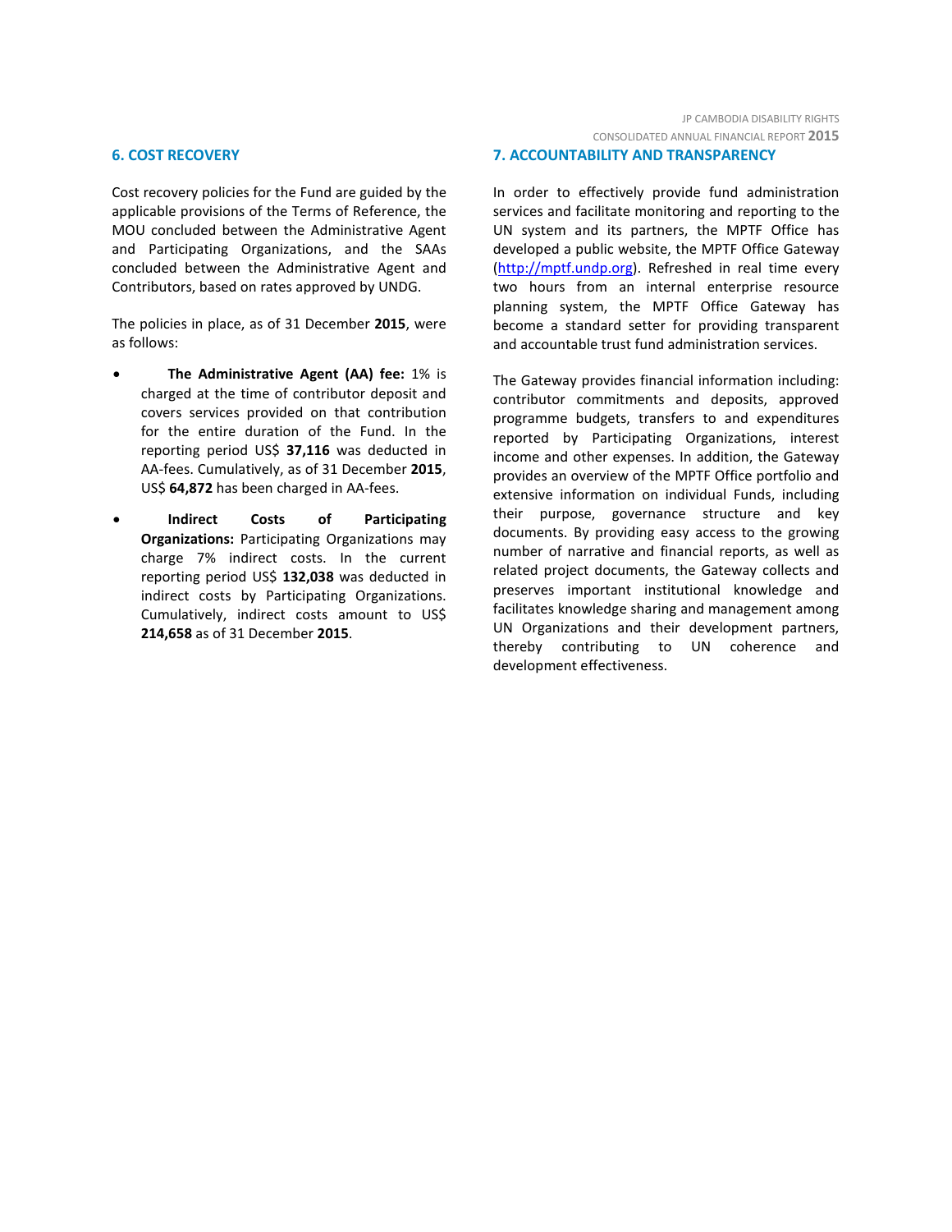## 6. COST RECOVERY

Cost recovery policies for the Fund are guided by the applicable provisions of the Terms of Reference, the MOU concluded between the Administrative Agent and Participating Organizations, and the SAAs concluded between the Administrative Agent and Contributors, based on rates approved by UNDG.

The policies in place, as of 31 December **2015**, were as follows:

- **The Administrative Agent (AA) fee:** 1% is charged at the time of contributor deposit and covers services provided on that contribution for the entire duration of the Fund. In the reporting period US$ **37,116** was deducted in AA-fees. Cumulatively, as of 31 December **2015**, US$ **64,872** has been charged in AA-fees.
- **Indirect Costs of Participating Organizations:** Participating Organizations may charge 7% indirect costs. In the current reporting period US$ **132,038** was deducted in indirect costs by Participating Organizations. Cumulatively, indirect costs amount to US$ **214,658** as of 31 December **2015**.

## 7. ACCOUNTABILITY AND TRANSPARENCY

In order to effectively provide fund administration services and facilitate monitoring and reporting to the UN system and its partners, the MPTF Office has developed a public website, the MPTF Office Gateway (http://mptf.undp.org). Refreshed in real time every two hours from an internal enterprise resource planning system, the MPTF Office Gateway has become a standard setter for providing transparent and accountable trust fund administration services.

The Gateway provides financial information including: contributor commitments and deposits, approved programme budgets, transfers to and expenditures reported by Participating Organizations, interest income and other expenses. In addition, the Gateway provides an overview of the MPTF Office portfolio and extensive information on individual Funds, including their purpose, governance structure and key documents. By providing easy access to the growing number of narrative and financial reports, as well as related project documents, the Gateway collects and preserves important institutional knowledge and facilitates knowledge sharing and management among UN Organizations and their development partners, thereby contributing to UN coherence and development effectiveness.